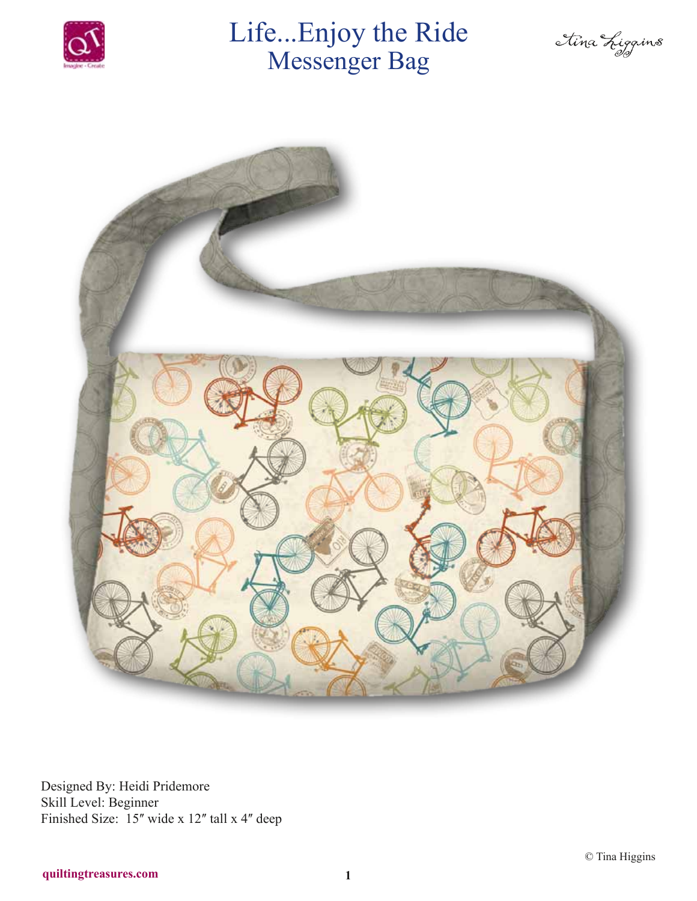# Life...Enjoy the Ride
## Messenger Bag

Tina Higgins

Designed By: Heidi Pridemore
Skill Level: Beginner
Finished Size: 15″ wide x 12″ tall x 4″ deep

© Tina Higgins

quiltingtreasures.com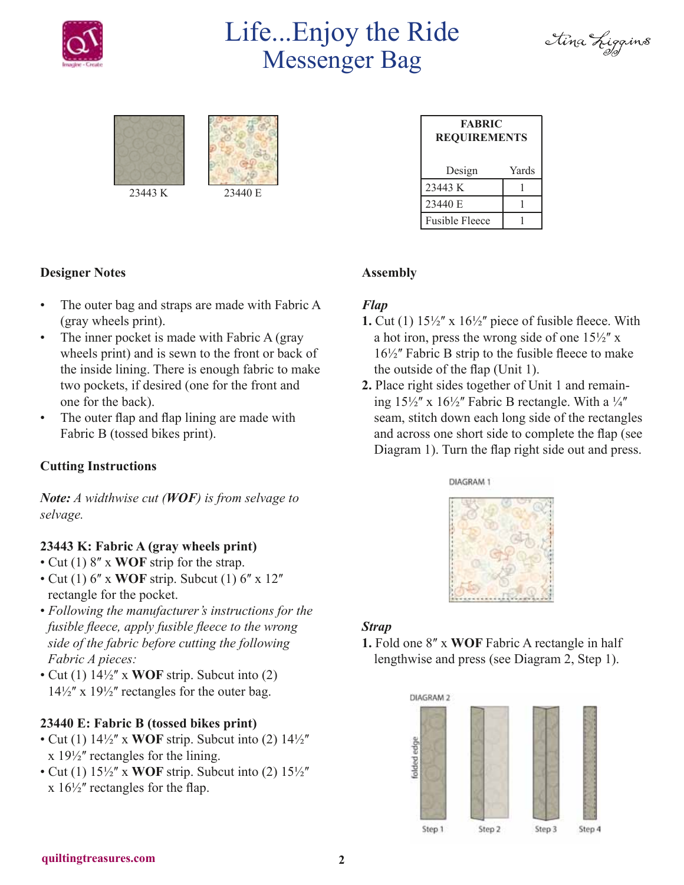# Life...Enjoy the Ride Messenger Bag

23443 K

23440 E

| FABRIC REQUIREMENTS | |
|---|---|
| Design | Yards |
| 23443 K | 1 |
| 23440 E | 1 |
| Fusible Fleece | 1 |

## Designer Notes

- The outer bag and straps are made with Fabric A (gray wheels print).
- The inner pocket is made with Fabric A (gray wheels print) and is sewn to the front or back of the inside lining. There is enough fabric to make two pockets, if desired (one for the front and one for the back).
- The outer flap and flap lining are made with Fabric B (tossed bikes print).

## Cutting Instructions

*Note: A widthwise cut (**WOF**) is from selvage to selvage.*

### 23443 K: Fabric A (gray wheels print)

- Cut (1) 8″ x **WOF** strip for the strap.
- Cut (1) 6″ x **WOF** strip. Subcut (1) 6″ x 12″ rectangle for the pocket.
- *Following the manufacturer's instructions for the fusible fleece, apply fusible fleece to the wrong side of the fabric before cutting the following Fabric A pieces:*
- Cut (1) 14½″ x **WOF** strip. Subcut into (2) 14½″ x 19½″ rectangles for the outer bag.

### 23440 E: Fabric B (tossed bikes print)

- Cut (1) 14½″ x **WOF** strip. Subcut into (2) 14½″ x 19½″ rectangles for the lining.
- Cut (1) 15½″ x **WOF** strip. Subcut into (2) 15½″ x 16½″ rectangles for the flap.

## Assembly

### *Flap*

**1.** Cut (1) 15½″ x 16½″ piece of fusible fleece. With a hot iron, press the wrong side of one 15½″ x 16½″ Fabric B strip to the fusible fleece to make the outside of the flap (Unit 1).

**2.** Place right sides together of Unit 1 and remaining 15½″ x 16½″ Fabric B rectangle. With a ¼″ seam, stitch down each long side of the rectangles and across one short side to complete the flap (see Diagram 1). Turn the flap right side out and press.

DIAGRAM 1

### *Strap*

**1.** Fold one 8″ x **WOF** Fabric A rectangle in half lengthwise and press (see Diagram 2, Step 1).

DIAGRAM 2

folded edge

Step 1 Step 2 Step 3 Step 4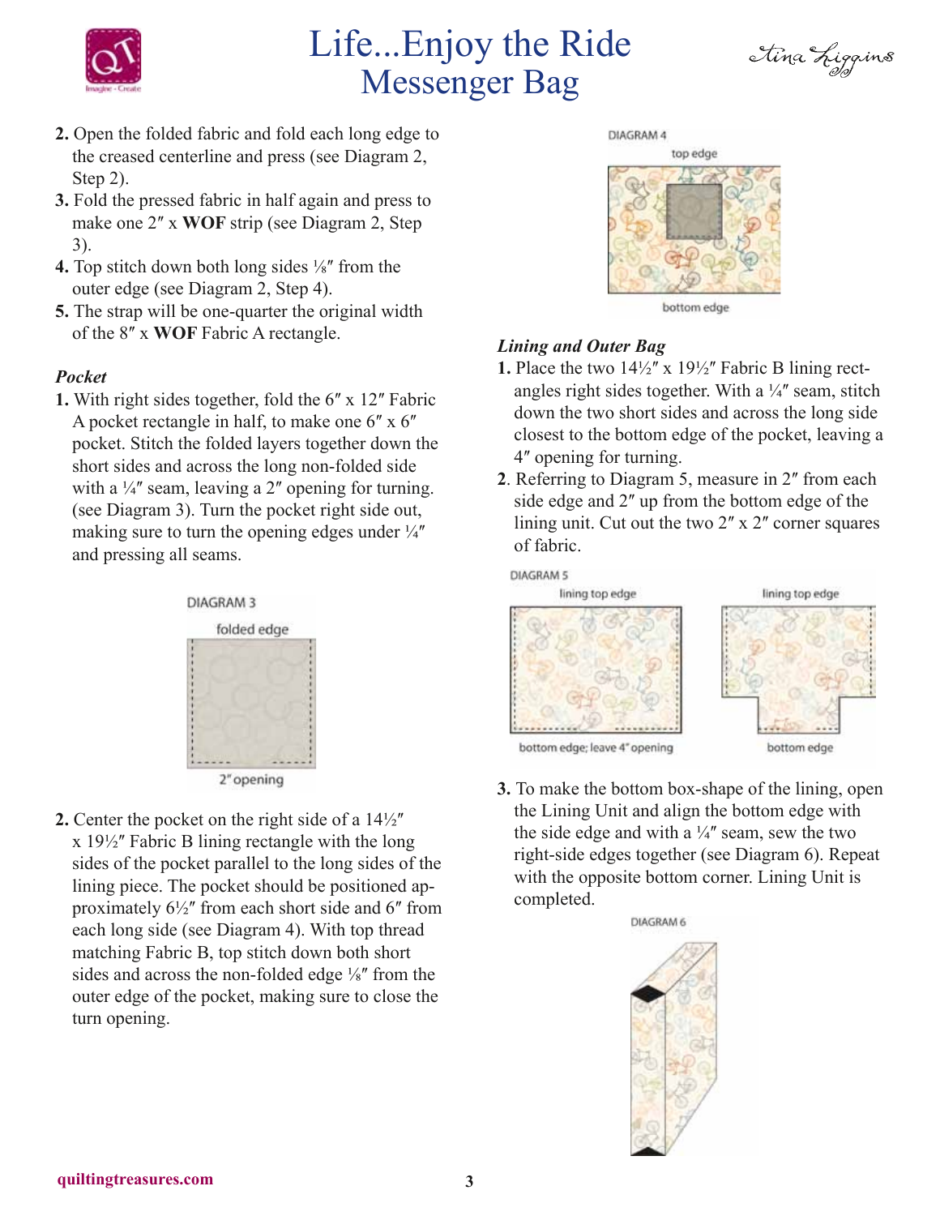2. Open the folded fabric and fold each long edge to the creased centerline and press (see Diagram 2, Step 2).
3. Fold the pressed fabric in half again and press to make one 2″ x **WOF** strip (see Diagram 2, Step 3).
4. Top stitch down both long sides ⅛″ from the outer edge (see Diagram 2, Step 4).
5. The strap will be one-quarter the original width of the 8″ x **WOF** Fabric A rectangle.

### *Pocket*

1. With right sides together, fold the 6″ x 12″ Fabric A pocket rectangle in half, to make one 6″ x 6″ pocket. Stitch the folded layers together down the short sides and across the long non-folded side with a ¼″ seam, leaving a 2″ opening for turning. (see Diagram 3). Turn the pocket right side out, making sure to turn the opening edges under ¼″ and pressing all seams.

DIAGRAM 3

folded edge

2″ opening

2. Center the pocket on the right side of a 14½″ x 19½″ Fabric B lining rectangle with the long sides of the pocket parallel to the long sides of the lining piece. The pocket should be positioned approximately 6½″ from each short side and 6″ from each long side (see Diagram 4). With top thread matching Fabric B, top stitch down both short sides and across the non-folded edge ⅛″ from the outer edge of the pocket, making sure to close the turn opening.

DIAGRAM 4

top edge

bottom edge

### *Lining and Outer Bag*

1. Place the two 14½″ x 19½″ Fabric B lining rectangles right sides together. With a ¼″ seam, stitch down the two short sides and across the long side closest to the bottom edge of the pocket, leaving a 4″ opening for turning.
2. Referring to Diagram 5, measure in 2″ from each side edge and 2″ up from the bottom edge of the lining unit. Cut out the two 2″ x 2″ corner squares of fabric.

DIAGRAM 5

lining top edge

bottom edge; leave 4″ opening

lining top edge

bottom edge

3. To make the bottom box-shape of the lining, open the Lining Unit and align the bottom edge with the side edge and with a ¼″ seam, sew the two right-side edges together (see Diagram 6). Repeat with the opposite bottom corner. Lining Unit is completed.

DIAGRAM 6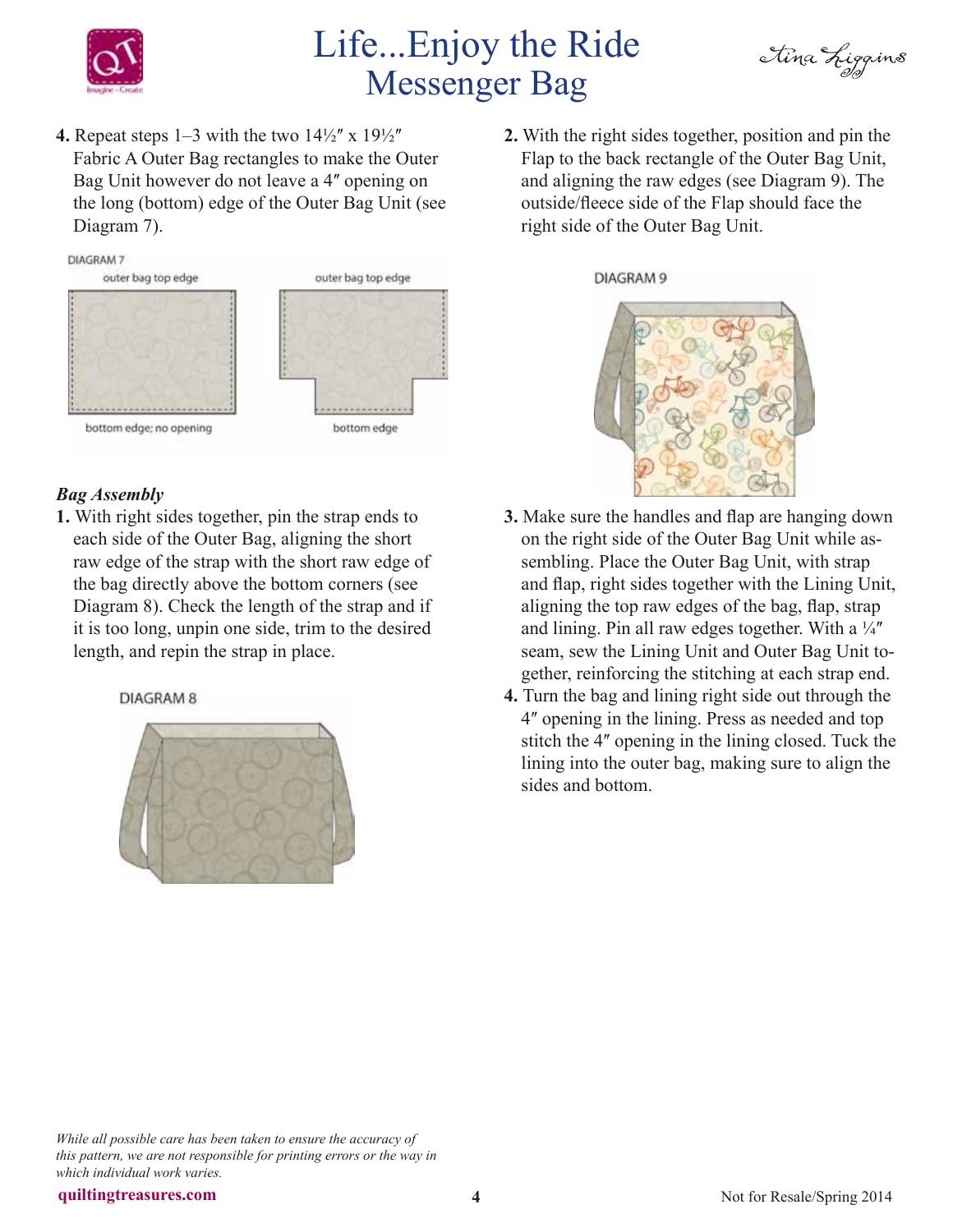4. Repeat steps 1–3 with the two 14½″ x 19½″ Fabric A Outer Bag rectangles to make the Outer Bag Unit however do not leave a 4″ opening on the long (bottom) edge of the Outer Bag Unit (see Diagram 7).

DIAGRAM 7

outer bag top edge

bottom edge; no opening

outer bag top edge

bottom edge

***Bag Assembly***

1. With right sides together, pin the strap ends to each side of the Outer Bag, aligning the short raw edge of the strap with the short raw edge of the bag directly above the bottom corners (see Diagram 8). Check the length of the strap and if it is too long, unpin one side, trim to the desired length, and repin the strap in place.

DIAGRAM 8

2. With the right sides together, position and pin the Flap to the back rectangle of the Outer Bag Unit, and aligning the raw edges (see Diagram 9). The outside/fleece side of the Flap should face the right side of the Outer Bag Unit.

DIAGRAM 9

3. Make sure the handles and flap are hanging down on the right side of the Outer Bag Unit while assembling. Place the Outer Bag Unit, with strap and flap, right sides together with the Lining Unit, aligning the top raw edges of the bag, flap, strap and lining. Pin all raw edges together. With a ¼″ seam, sew the Lining Unit and Outer Bag Unit together, reinforcing the stitching at each strap end.
4. Turn the bag and lining right side out through the 4″ opening in the lining. Press as needed and top stitch the 4″ opening in the lining closed. Tuck the lining into the outer bag, making sure to align the sides and bottom.

*While all possible care has been taken to ensure the accuracy of this pattern, we are not responsible for printing errors or the way in which individual work varies.*